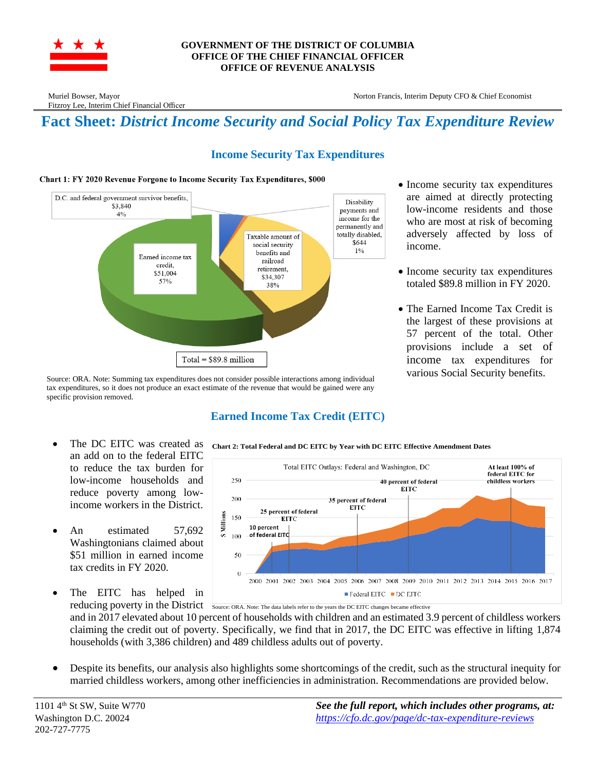**GOVERNMENT OF THE DISTRICT OF COLUMBIA**
**OFFICE OF THE CHIEF FINANCIAL OFFICER**
**OFFICE OF REVENUE ANALYSIS**

Muriel Bowser, Mayor
Fitzroy Lee, Interim Chief Financial Officer

Norton Francis, Interim Deputy CFO & Chief Economist

# Fact Sheet: *District Income Security and Social Policy Tax Expenditure Review*

## Income Security Tax Expenditures

**Chart 1: FY 2020 Revenue Forgone to Income Security Tax Expenditures, $000**

| Provision | $000 | Share |
|---|---|---|
| Earned income tax credit | $51,004 | 57% |
| Taxable amount of social security benefits and railroad retirement | $34,307 | 38% |
| D.C. and federal government survivor benefits | $3,840 | 4% |
| Disability payments and income for the permanently and totally disabled | $644 | 1% |

Total = $89.8 million

Source: ORA. Note: Summing tax expenditures does not consider possible interactions among individual tax expenditures, so it does not produce an exact estimate of the revenue that would be gained were any specific provision removed.

- Income security tax expenditures are aimed at directly protecting low-income residents and those who are most at risk of becoming adversely affected by loss of income.
- Income security tax expenditures totaled $89.8 million in FY 2020.
- The Earned Income Tax Credit is the largest of these provisions at 57 percent of the total. Other provisions include a set of income tax expenditures for various Social Security benefits.

## Earned Income Tax Credit (EITC)

- The DC EITC was created as an add on to the federal EITC to reduce the tax burden for low-income households and reduce poverty among low-income workers in the District.
- An estimated 57,692 Washingtonians claimed about $51 million in earned income tax credits in FY 2020.
- The EITC has helped in reducing poverty in the District and in 2017 elevated about 10 percent of households with children and an estimated 3.9 percent of childless workers claiming the credit out of poverty. Specifically, we find that in 2017, the DC EITC was effective in lifting 1,874 households (with 3,386 children) and 489 childless adults out of poverty.
- Despite its benefits, our analysis also highlights some shortcomings of the credit, such as the structural inequity for married childless workers, among other inefficiencies in administration. Recommendations are provided below.

**Chart 2: Total Federal and DC EITC by Year with DC EITC Effective Amendment Dates**

Total EITC Outlays: Federal and Washington, DC ($ Millions), 2000–2017; Federal EITC and DC EITC. Amendment labels: 10 percent of federal EITC (2001); 25 percent of federal EITC (2002); 35 percent of federal EITC (2006); 40 percent of federal EITC (2009); At least 100% of federal EITC for childless workers (2015).

Source: ORA. Note: The data labels refer to the years the DC EITC changes became effective

1101 4th St SW, Suite W770
Washington D.C. 20024
202-727-7775

***See the full report, which includes other programs, at:***
*https://cfo.dc.gov/page/dc-tax-expenditure-reviews*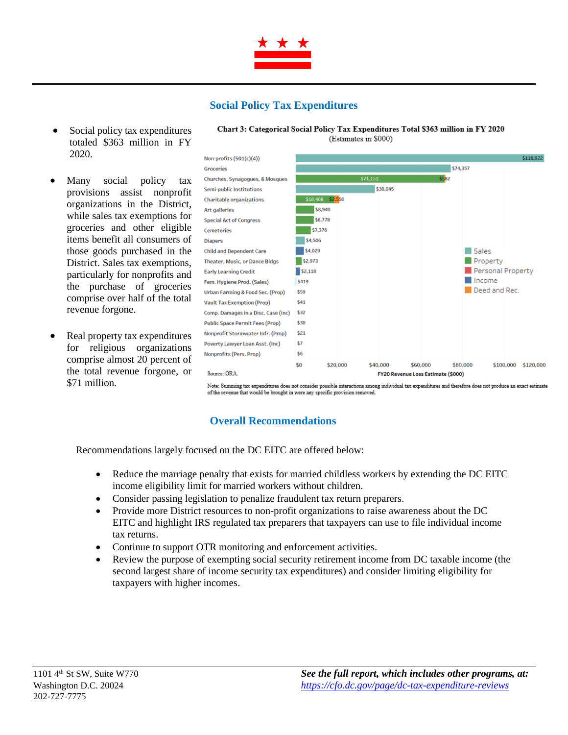## Social Policy Tax Expenditures

- Social policy tax expenditures totaled $363 million in FY 2020.
- Many social policy tax provisions assist nonprofit organizations in the District, while sales tax exemptions for groceries and other eligible items benefit all consumers of those goods purchased in the District. Sales tax exemptions, particularly for nonprofits and the purchase of groceries comprise over half of the total revenue forgone.
- Real property tax expenditures for religious organizations comprise almost 20 percent of the total revenue forgone, or $71 million.

**Chart 3: Categorical Social Policy Tax Expenditures Total $363 million in FY 2020**
(Estimates in $000)

Non-profits (501(c)(4)) $118,922
Groceries $74,357
Churches, Synagogues, & Mosques $71,151 $582
Semi-public Institutions $38,045
Charitable organizations $18,468 $2,550
Art galleries $8,940
Special Act of Congress $8,778
Cemeteries $7,376
Diapers $4,506
Child and Dependent Care $4,029
Theater, Music, or Dance Bldgs $2,973
Early Learning Credit $2,118
Fem. Hygiene Prod. (Sales) $419
Urban Farming & Food Sec. (Prop) $59
Vault Tax Exemption (Prop) $41
Comp. Damages in a Disc. Case (Inc) $32
Public Space Permit Fees (Prop) $30
Nonprofit Stormwater Infr. (Prop) $21
Poverty Lawyer Loan Asst. (Inc) $7
Nonprofits (Pers. Prop) $6

Sales
Property
Personal Property
Income
Deed and Rec.

$0 $20,000 $40,000 $60,000 $80,000 $100,000 $120,000
FY20 Revenue Loss Estimate ($000)

Source: ORA.

Note: Summing tax expenditures does not consider possible interactions among individual tax expenditures and therefore does not produce an exact estimate of the revenue that would be brought in were any specific provision removed.

## Overall Recommendations

Recommendations largely focused on the DC EITC are offered below:

- Reduce the marriage penalty that exists for married childless workers by extending the DC EITC income eligibility limit for married workers without children.
- Consider passing legislation to penalize fraudulent tax return preparers.
- Provide more District resources to non-profit organizations to raise awareness about the DC EITC and highlight IRS regulated tax preparers that taxpayers can use to file individual income tax returns.
- Continue to support OTR monitoring and enforcement activities.
- Review the purpose of exempting social security retirement income from DC taxable income (the second largest share of income security tax expenditures) and consider limiting eligibility for taxpayers with higher incomes.

1101 4th St SW, Suite W770
Washington D.C. 20024
202-727-7775

***See the full report, which includes other programs, at:***
*https://cfo.dc.gov/page/dc-tax-expenditure-reviews*